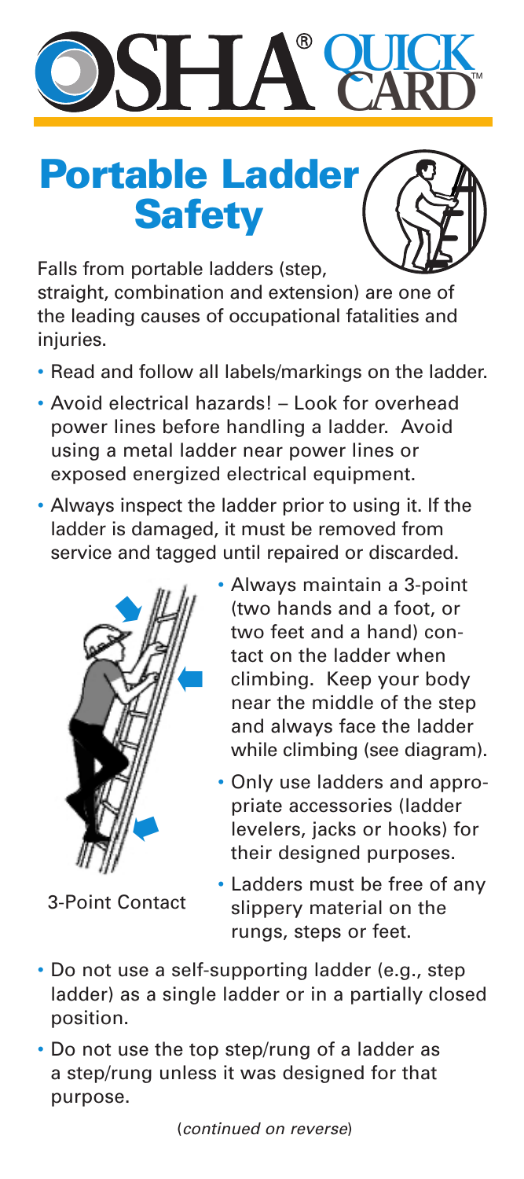# OSHA® QUICK CARD™

## Portable Ladder Safety

Falls from portable ladders (step, straight, combination and extension) are one of the leading causes of occupational fatalities and injuries.

- Read and follow all labels/markings on the ladder.
- Avoid electrical hazards! – Look for overhead power lines before handling a ladder. Avoid using a metal ladder near power lines or exposed energized electrical equipment.
- Always inspect the ladder prior to using it. If the ladder is damaged, it must be removed from service and tagged until repaired or discarded.
- Always maintain a 3-point (two hands and a foot, or two feet and a hand) contact on the ladder when climbing. Keep your body near the middle of the step and always face the ladder while climbing (see diagram).
- Only use ladders and appropriate accessories (ladder levelers, jacks or hooks) for their designed purposes.
- Ladders must be free of any slippery material on the rungs, steps or feet.

3-Point Contact

- Do not use a self-supporting ladder (e.g., step ladder) as a single ladder or in a partially closed position.
- Do not use the top step/rung of a ladder as a step/rung unless it was designed for that purpose.

(*continued on reverse*)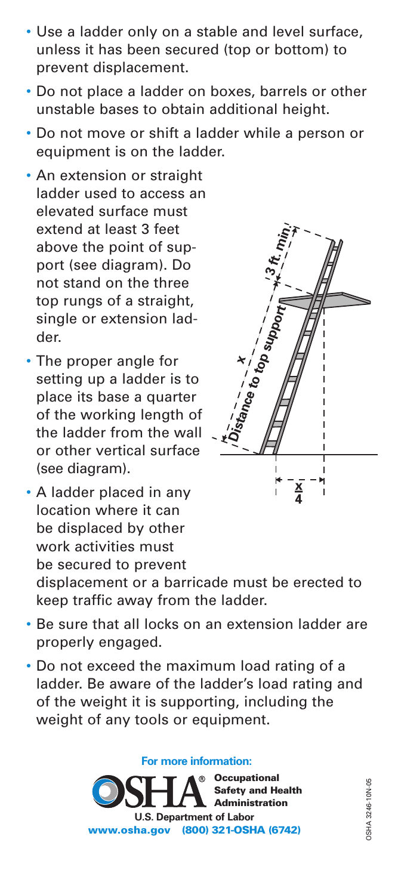- Use a ladder only on a stable and level surface, unless it has been secured (top or bottom) to prevent displacement.
- Do not place a ladder on boxes, barrels or other unstable bases to obtain additional height.
- Do not move or shift a ladder while a person or equipment is on the ladder.
- An extension or straight ladder used to access an elevated surface must extend at least 3 feet above the point of support (see diagram). Do not stand on the three top rungs of a straight, single or extension ladder.
- The proper angle for setting up a ladder is to place its base a quarter of the working length of the ladder from the wall or other vertical surface (see diagram).
- A ladder placed in any location where it can be displaced by other work activities must be secured to prevent displacement or a barricade must be erected to keep traffic away from the ladder.
- Be sure that all locks on an extension ladder are properly engaged.
- Do not exceed the maximum load rating of a ladder. Be aware of the ladder's load rating and of the weight it is supporting, including the weight of any tools or equipment.

3 ft. min.

x

Distance to top support

$\frac{x}{4}$

**For more information:**

OSHA® Occupational Safety and Health Administration

U.S. Department of Labor

www.osha.gov (800) 321-OSHA (6742)

OSHA 3246-10N-05